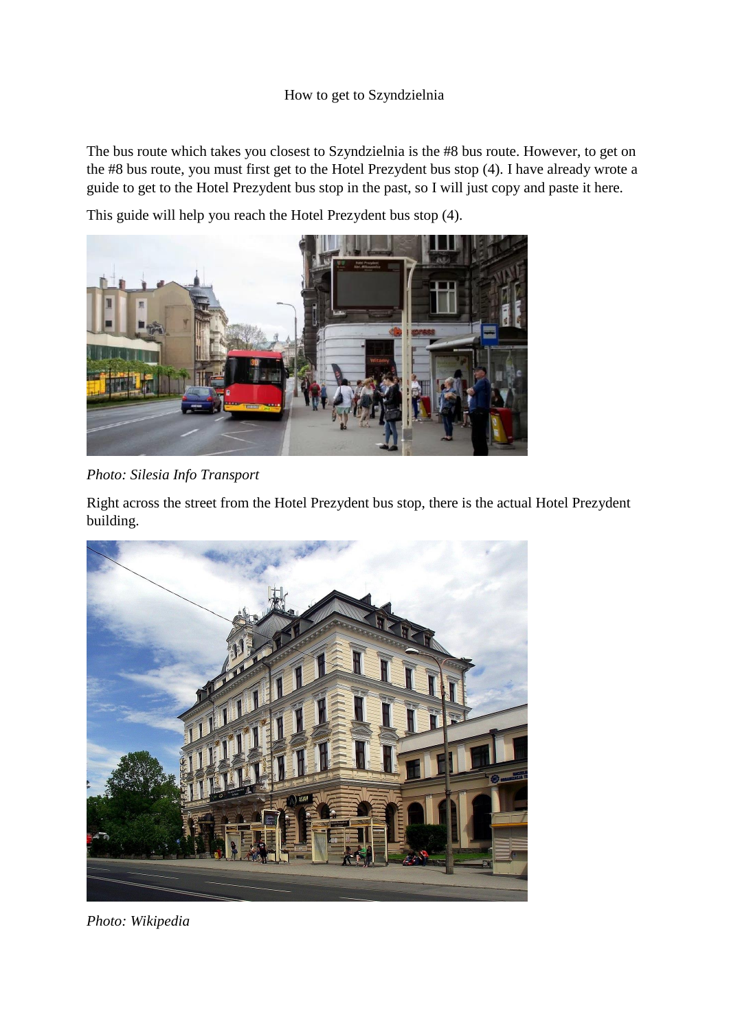# How to get to Szyndzielnia

The bus route which takes you closest to Szyndzielnia is the #8 bus route. However, to get on the #8 bus route, you must first get to the Hotel Prezydent bus stop (4). I have already wrote a guide to get to the Hotel Prezydent bus stop in the past, so I will just copy and paste it here.

This guide will help you reach the Hotel Prezydent bus stop (4).

*Photo: Silesia Info Transport*

Right across the street from the Hotel Prezydent bus stop, there is the actual Hotel Prezydent building.

*Photo: Wikipedia*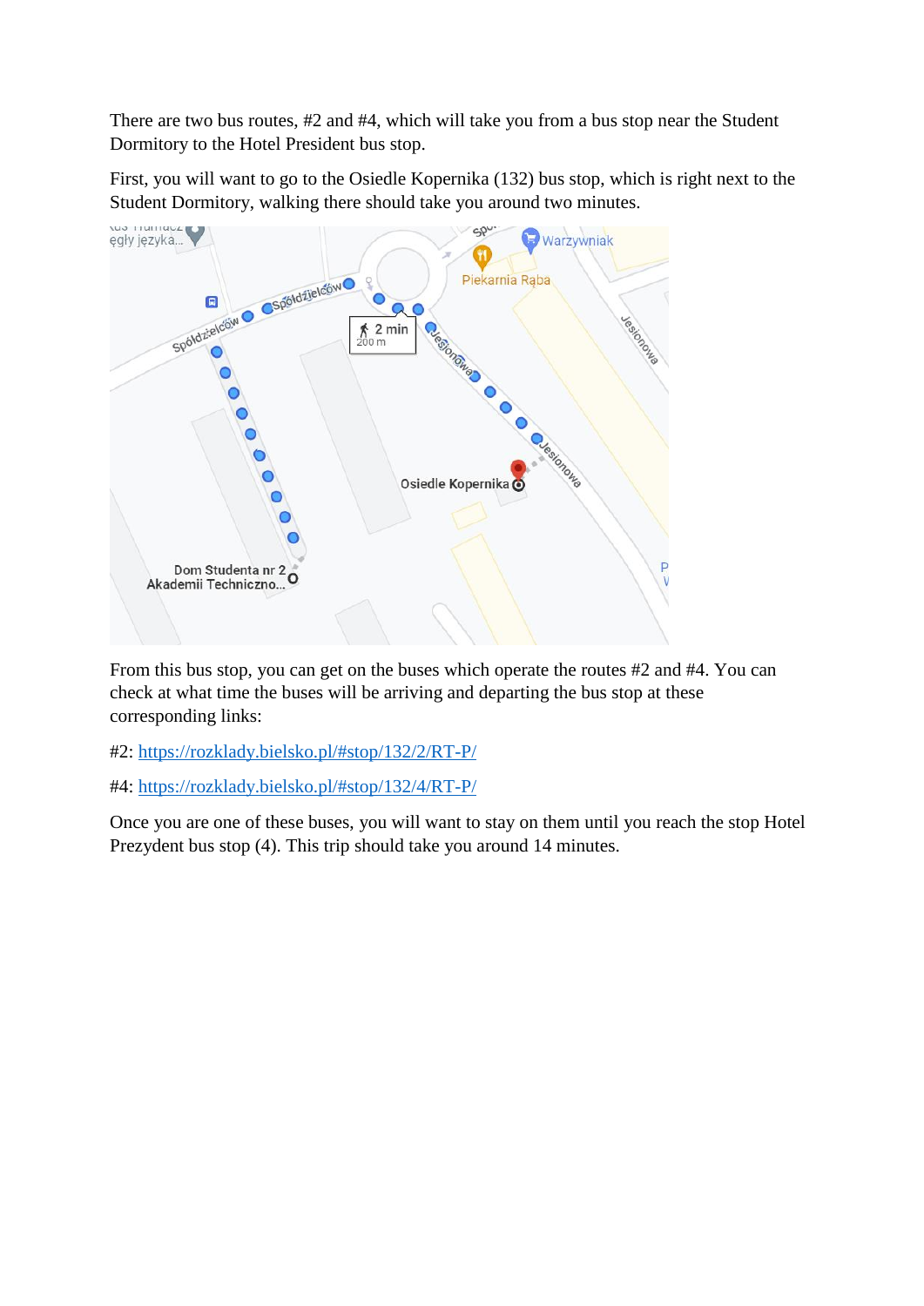There are two bus routes, #2 and #4, which will take you from a bus stop near the Student Dormitory to the Hotel President bus stop.

First, you will want to go to the Osiedle Kopernika (132) bus stop, which is right next to the Student Dormitory, walking there should take you around two minutes.

From this bus stop, you can get on the buses which operate the routes #2 and #4. You can check at what time the buses will be arriving and departing the bus stop at these corresponding links:

#2: https://rozklady.bielsko.pl/#stop/132/2/RT-P/

#4: https://rozklady.bielsko.pl/#stop/132/4/RT-P/

Once you are one of these buses, you will want to stay on them until you reach the stop Hotel Prezydent bus stop (4). This trip should take you around 14 minutes.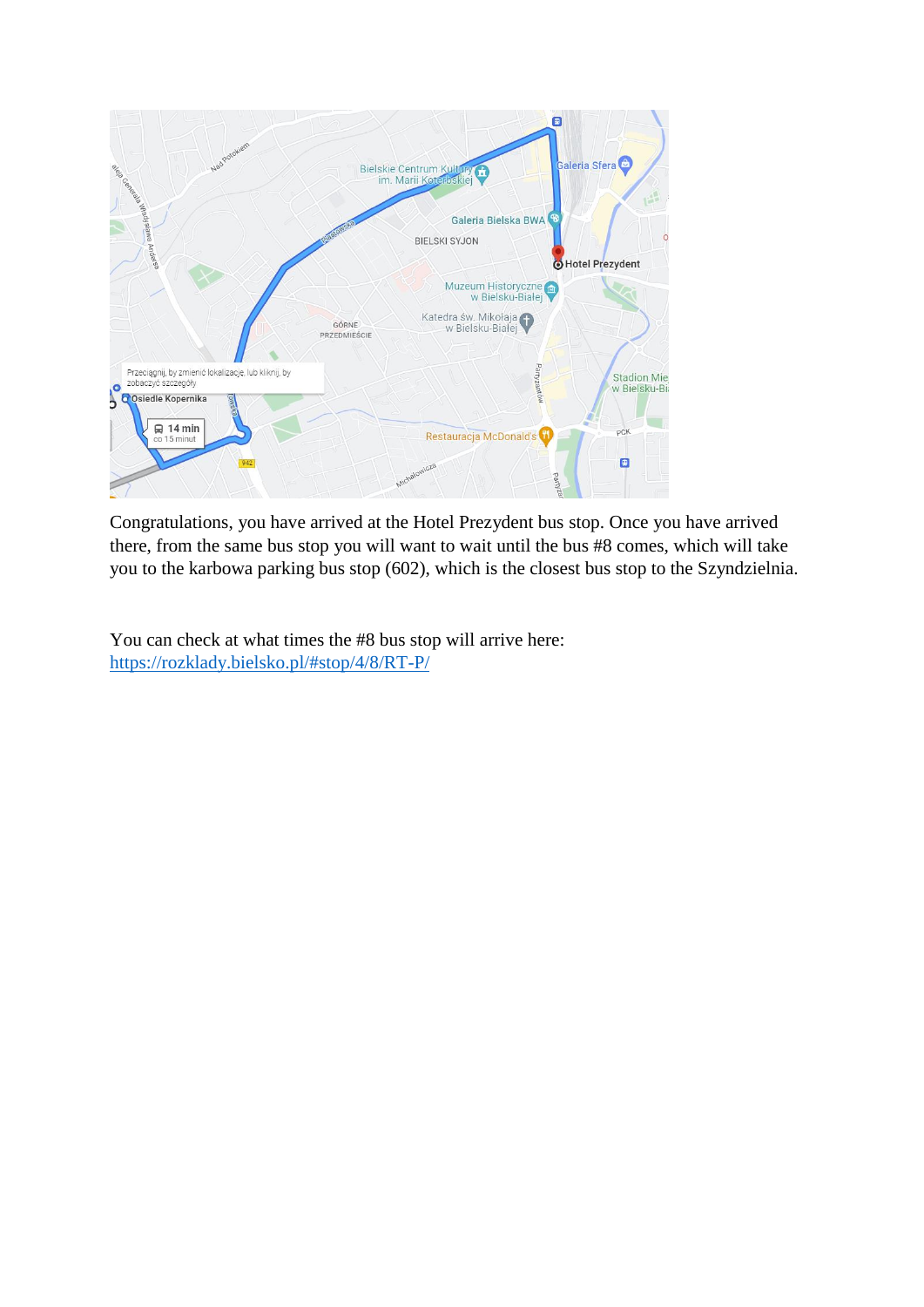Congratulations, you have arrived at the Hotel Prezydent bus stop. Once you have arrived there, from the same bus stop you will want to wait until the bus #8 comes, which will take you to the karbowa parking bus stop (602), which is the closest bus stop to the Szyndzielnia.

You can check at what times the #8 bus stop will arrive here: [https://rozklady.bielsko.pl/#stop/4/8/RT-P/](https://rozklady.bielsko.pl/#stop/4/8/RT-P/)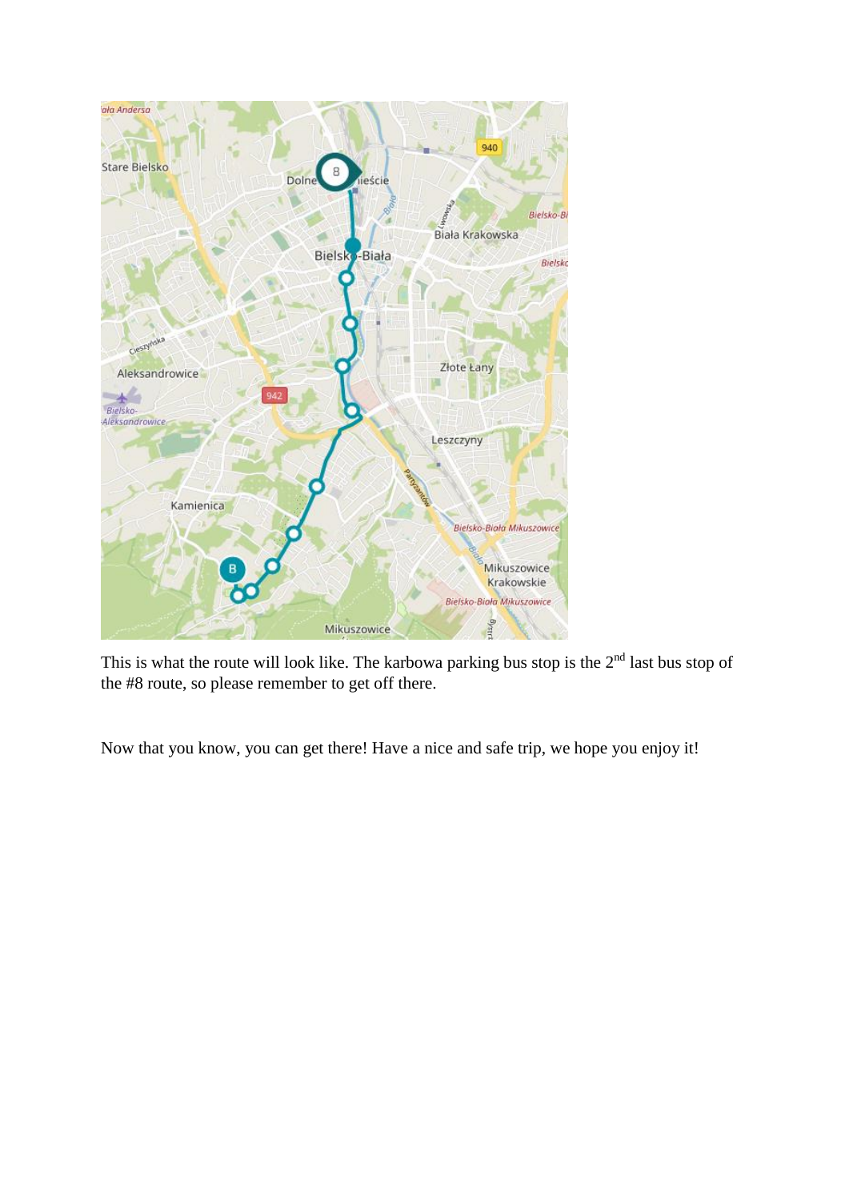This is what the route will look like. The karbowa parking bus stop is the 2nd last bus stop of the #8 route, so please remember to get off there.

Now that you know, you can get there! Have a nice and safe trip, we hope you enjoy it!